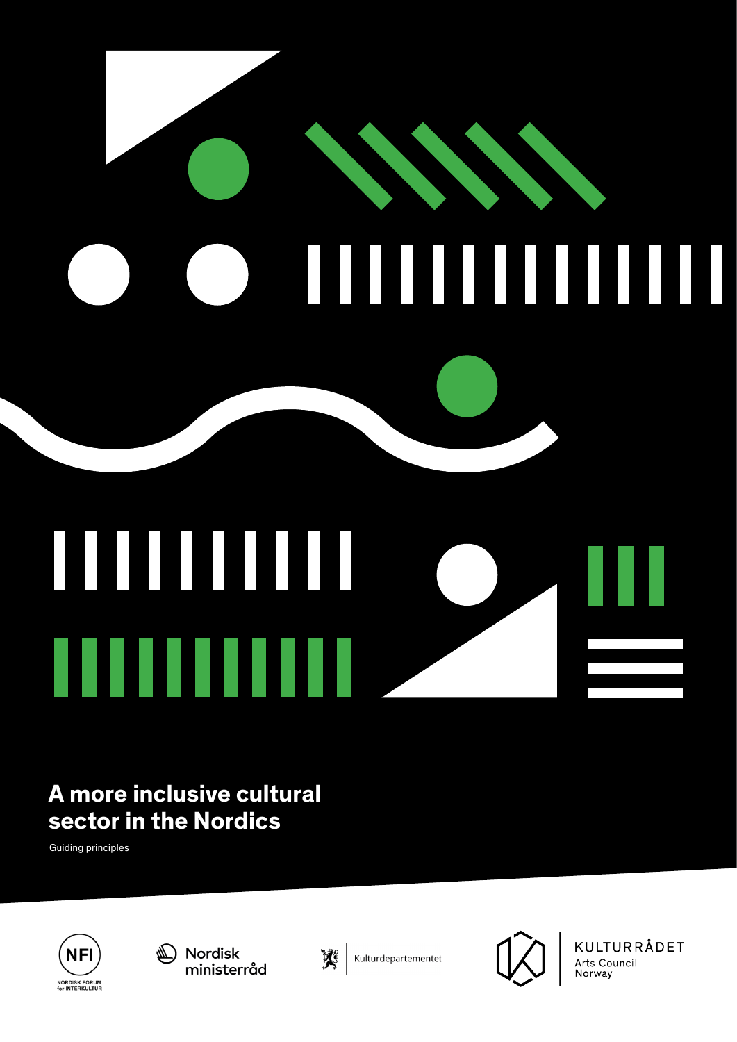# A more inclusive cultural sector in the Nordics

Guiding principles

NFI NORDISK FORUM for INTERKULTUR

Nordisk ministerråd

Kulturdepartementet

KULTURRÅDET Arts Council Norway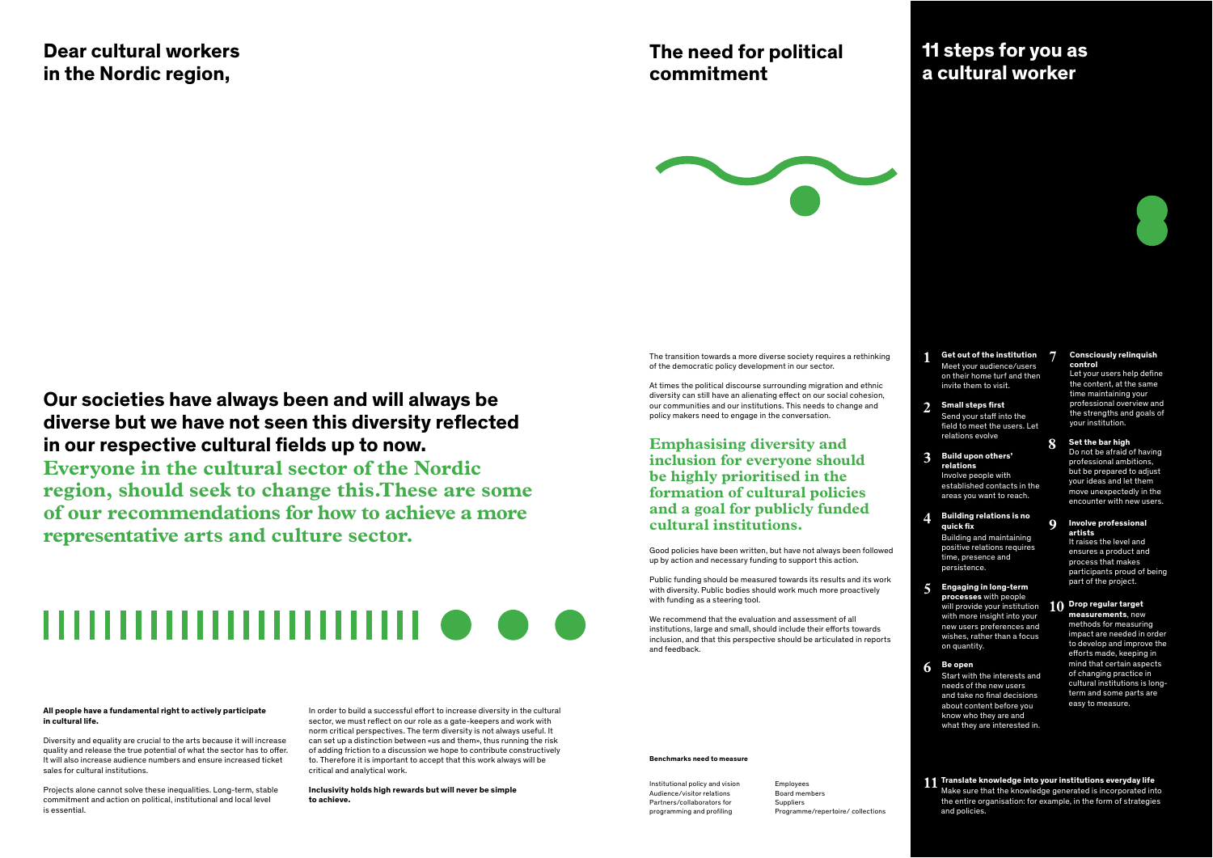## Dear cultural workers in the Nordic region,

**Our societies have always been and will always be diverse but we have not seen this diversity reflected in our respective cultural fields up to now.**

**Everyone in the cultural sector of the Nordic region, should seek to change this.These are some of our recommendations for how to achieve a more representative arts and culture sector.**

**All people have a fundamental right to actively participate in cultural life.**

Diversity and equality are crucial to the arts because it will increase quality and release the true potential of what the sector has to offer. It will also increase audience numbers and ensure increased ticket sales for cultural institutions.

Projects alone cannot solve these inequalities. Long-term, stable commitment and action on political, institutional and local level is essential.

In order to build a successful effort to increase diversity in the cultural sector, we must reflect on our role as a gate-keepers and work with norm critical perspectives. The term diversity is not always useful. It can set up a distinction between «us and them», thus running the risk of adding friction to a discussion we hope to contribute constructively to. Therefore it is important to accept that this work always will be critical and analytical work.

**Inclusivity holds high rewards but will never be simple to achieve.**

## The need for political commitment

The transition towards a more diverse society requires a rethinking of the democratic policy development in our sector.

At times the political discourse surrounding migration and ethnic diversity can still have an alienating effect on our social cohesion, our communities and our institutions. This needs to change and policy makers need to engage in the conversation.

**Emphasising diversity and inclusion for everyone should be highly prioritised in the formation of cultural policies and a goal for publicly funded cultural institutions.**

Good policies have been written, but have not always been followed up by action and necessary funding to support this action.

Public funding should be measured towards its results and its work with diversity. Public bodies should work much more proactively with funding as a steering tool.

We recommend that the evaluation and assessment of all institutions, large and small, should include their efforts towards inclusion, and that this perspective should be articulated in reports and feedback.

**Benchmarks need to measure**

- Institutional policy and vision
- Audience/visitor relations
- Partners/collaborators for programming and profiling
- Employees
- Board members
- Suppliers
- Programme/repertoire/ collections

## 11 steps for you as a cultural worker

1. **Get out of the institution**
   Meet your audience/users on their home turf and then invite them to visit.
2. **Small steps first**
   Send your staff into the field to meet the users. Let relations evolve
3. **Build upon others' relations**
   Involve people with established contacts in the areas you want to reach.
4. **Building relations is no quick fix**
   Building and maintaining positive relations requires time, presence and persistence.
5. **Engaging in long-term processes** with people will provide your institution with more insight into your new users preferences and wishes, rather than a focus on quantity.
6. **Be open**
   Start with the interests and needs of the new users and take no final decisions about content before you know who they are and what they are interested in.
7. **Consciously relinquish control**
   Let your users help define the content, at the same time maintaining your professional overview and the strengths and goals of your institution.
8. **Set the bar high**
   Do not be afraid of having professional ambitions, but be prepared to adjust your ideas and let them move unexpectedly in the encounter with new users.
9. **Involve professional artists**
   It raises the level and ensures a product and process that makes participants proud of being part of the project.
10. **Drop regular target measurements**, new methods for measuring impact are needed in order to develop and improve the efforts made, keeping in mind that certain aspects of changing practice in cultural institutions is long-term and some parts are easy to measure.
11. **Translate knowledge into your institutions everyday life**
    Make sure that the knowledge generated is incorporated into the entire organisation: for example, in the form of strategies and policies.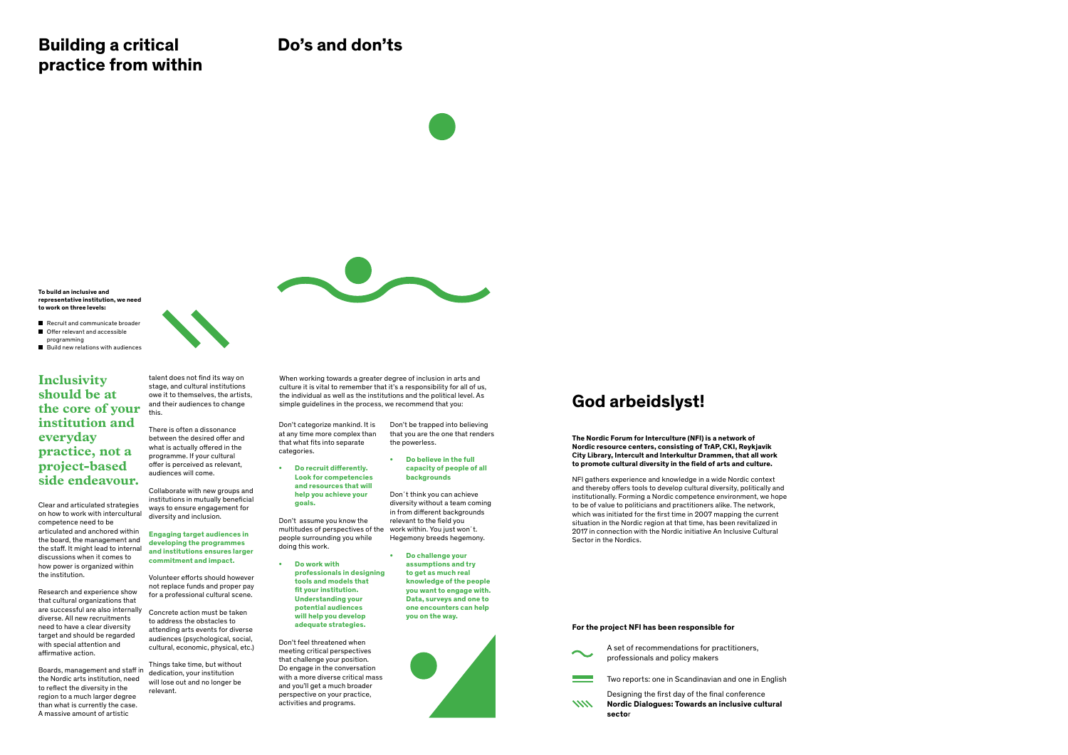## Building a critical practice from within

**To build an inclusive and representative institution, we need to work on three levels:**

- Recruit and communicate broader
- Offer relevant and accessible programming
- Build new relations with audiences

### Inclusivity should be at the core of your institution and everyday practice, not a project-based side endeavour.

Clear and articulated strategies on how to work with intercultural competence need to be articulated and anchored within the board, the management and the staff. It might lead to internal discussions when it comes to how power is organized within the institution.

Research and experience show that cultural organizations that are successful are also internally diverse. All new recruitments need to have a clear diversity target and should be regarded with special attention and affirmative action.

Boards, management and staff in the Nordic arts institution, need to reflect the diversity in the region to a much larger degree than what is currently the case. A massive amount of artistic talent does not find its way on stage, and cultural institutions owe it to themselves, the artists, and their audiences to change this.

There is often a dissonance between the desired offer and what is actually offered in the programme. If your cultural offer is perceived as relevant, audiences will come.

Collaborate with new groups and institutions in mutually beneficial ways to ensure engagement for diversity and inclusion.

**Engaging target audiences in developing the programmes and institutions ensures larger commitment and impact.**

Volunteer efforts should however not replace funds and proper pay for a professional cultural scene.

Concrete action must be taken to address the obstacles to attending arts events for diverse audiences (psychological, social, cultural, economic, physical, etc.)

Things take time, but without dedication, your institution will lose out and no longer be relevant.

## Do's and don'ts

When working towards a greater degree of inclusion in arts and culture it is vital to remember that it's a responsibility for all of us, the individual as well as the institutions and the political level. As simple guidelines in the process, we recommend that you:

Don't categorize mankind. It is at any time more complex than that what fits into separate categories.

- **Do recruit differently. Look for competencies and resources that will help you achieve your goals.**

Don't assume you know the multitudes of perspectives of the people surrounding you while doing this work.

- **Do work with professionals in designing tools and models that fit your institution. Understanding your potential audiences will help you develop adequate strategies.**

Don't feel threatened when meeting critical perspectives that challenge your position. Do engage in the conversation with a more diverse critical mass and you'll get a much broader perspective on your practice, activities and programs.

Don't be trapped into believing that you are the one that renders the powerless.

- **Do believe in the full capacity of people of all backgrounds**

Don´t think you can achieve diversity without a team coming in from different backgrounds relevant to the field you work within. You just won´t. Hegemony breeds hegemony.

- **Do challenge your assumptions and try to get as much real knowledge of the people you want to engage with. Data, surveys and one to one encounters can help you on the way.**

## God arbeidslyst!

**The Nordic Forum for Interculture (NFI) is a network of Nordic resource centers, consisting of TrAP, CKI, Reykjavik City Library, Intercult and Interkultur Drammen, that all work to promote cultural diversity in the field of arts and culture.**

NFI gathers experience and knowledge in a wide Nordic context and thereby offers tools to develop cultural diversity, politically and institutionally. Forming a Nordic competence environment, we hope to be of value to politicians and practitioners alike. The network, which was initiated for the first time in 2007 mapping the current situation in the Nordic region at that time, has been revitalized in 2017 in connection with the Nordic initiative An Inclusive Cultural Sector in the Nordics.

**For the project NFI has been responsible for**

- A set of recommendations for practitioners, professionals and policy makers
- Two reports: one in Scandinavian and one in English
- Designing the first day of the final conference **Nordic Dialogues: Towards an inclusive cultural sector**